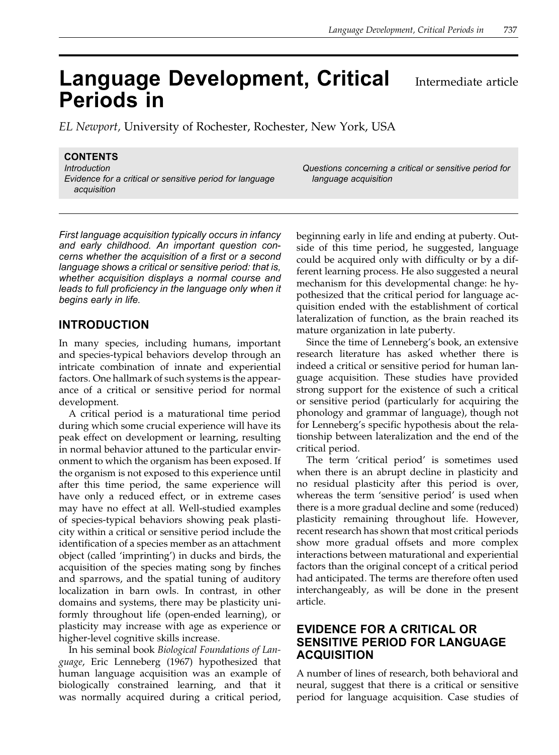# Language Development, Critical Periods in

Intermediate article

*EL Newport*, University of Rochester, Rochester, New York, USA

**CONTENTS**

*Introduction*
*Evidence for a critical or sensitive period for language acquisition*
*Questions concerning a critical or sensitive period for language acquisition*

*First language acquisition typically occurs in infancy and early childhood. An important question concerns whether the acquisition of a first or a second language shows a critical or sensitive period: that is, whether acquisition displays a normal course and leads to full proficiency in the language only when it begins early in life.*

## INTRODUCTION

In many species, including humans, important and species-typical behaviors develop through an intricate combination of innate and experiential factors. One hallmark of such systems is the appearance of a critical or sensitive period for normal development.

A critical period is a maturational time period during which some crucial experience will have its peak effect on development or learning, resulting in normal behavior attuned to the particular environment to which the organism has been exposed. If the organism is not exposed to this experience until after this time period, the same experience will have only a reduced effect, or in extreme cases may have no effect at all. Well-studied examples of species-typical behaviors showing peak plasticity within a critical or sensitive period include the identification of a species member as an attachment object (called 'imprinting') in ducks and birds, the acquisition of the species mating song by finches and sparrows, and the spatial tuning of auditory localization in barn owls. In contrast, in other domains and systems, there may be plasticity uniformly throughout life (open-ended learning), or plasticity may increase with age as experience or higher-level cognitive skills increase.

In his seminal book *Biological Foundations of Language*, Eric Lenneberg (1967) hypothesized that human language acquisition was an example of biologically constrained learning, and that it was normally acquired during a critical period, beginning early in life and ending at puberty. Outside of this time period, he suggested, language could be acquired only with difficulty or by a different learning process. He also suggested a neural mechanism for this developmental change: he hypothesized that the critical period for language acquisition ended with the establishment of cortical lateralization of function, as the brain reached its mature organization in late puberty.

Since the time of Lenneberg's book, an extensive research literature has asked whether there is indeed a critical or sensitive period for human language acquisition. These studies have provided strong support for the existence of such a critical or sensitive period (particularly for acquiring the phonology and grammar of language), though not for Lenneberg's specific hypothesis about the relationship between lateralization and the end of the critical period.

The term 'critical period' is sometimes used when there is an abrupt decline in plasticity and no residual plasticity after this period is over, whereas the term 'sensitive period' is used when there is a more gradual decline and some (reduced) plasticity remaining throughout life. However, recent research has shown that most critical periods show more gradual offsets and more complex interactions between maturational and experiential factors than the original concept of a critical period had anticipated. The terms are therefore often used interchangeably, as will be done in the present article.

## EVIDENCE FOR A CRITICAL OR SENSITIVE PERIOD FOR LANGUAGE ACQUISITION

A number of lines of research, both behavioral and neural, suggest that there is a critical or sensitive period for language acquisition. Case studies of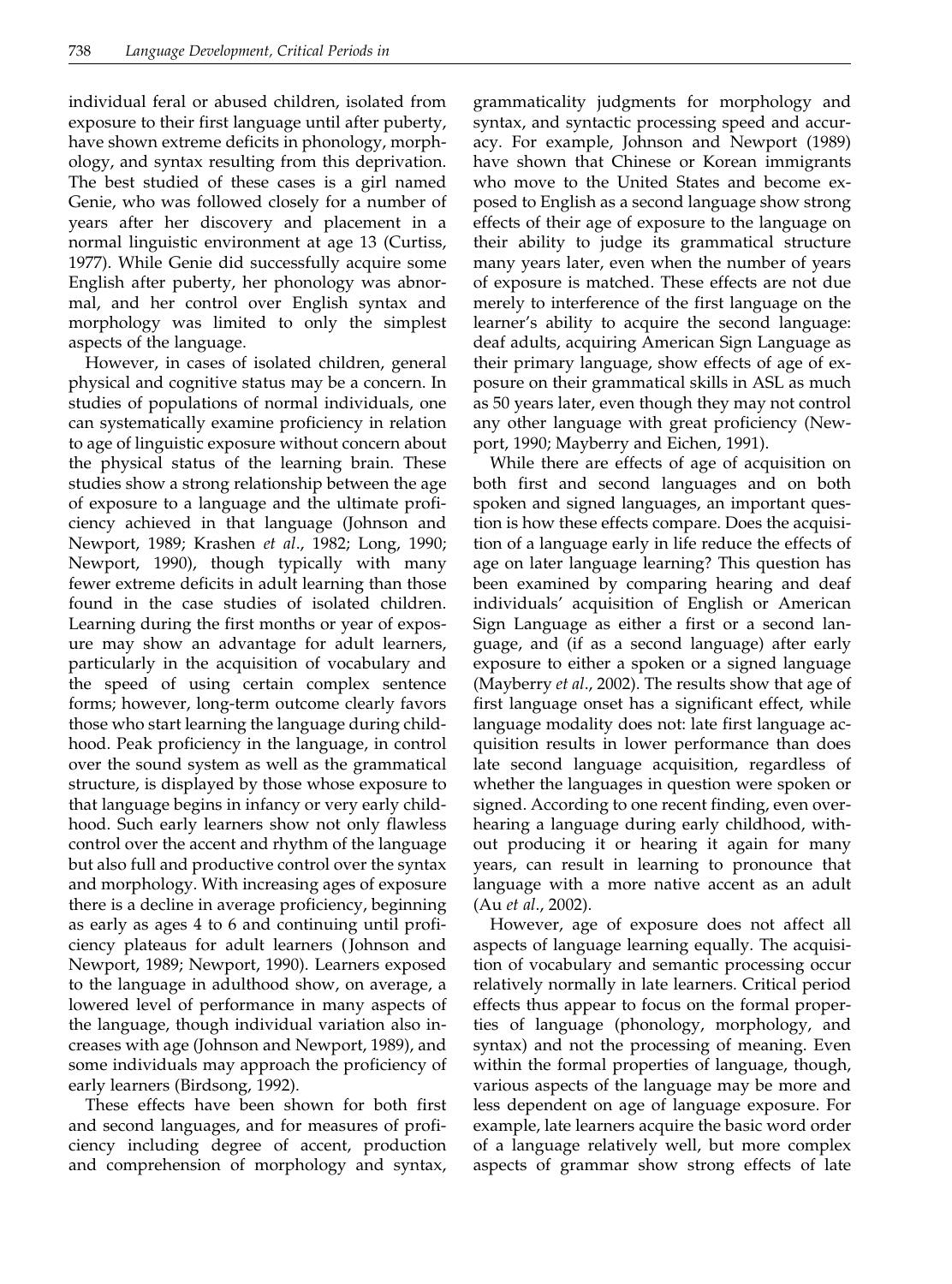individual feral or abused children, isolated from exposure to their first language until after puberty, have shown extreme deficits in phonology, morphology, and syntax resulting from this deprivation. The best studied of these cases is a girl named Genie, who was followed closely for a number of years after her discovery and placement in a normal linguistic environment at age 13 (Curtiss, 1977). While Genie did successfully acquire some English after puberty, her phonology was abnormal, and her control over English syntax and morphology was limited to only the simplest aspects of the language.

However, in cases of isolated children, general physical and cognitive status may be a concern. In studies of populations of normal individuals, one can systematically examine proficiency in relation to age of linguistic exposure without concern about the physical status of the learning brain. These studies show a strong relationship between the age of exposure to a language and the ultimate proficiency achieved in that language (Johnson and Newport, 1989; Krashen *et al*., 1982; Long, 1990; Newport, 1990), though typically with many fewer extreme deficits in adult learning than those found in the case studies of isolated children. Learning during the first months or year of exposure may show an advantage for adult learners, particularly in the acquisition of vocabulary and the speed of using certain complex sentence forms; however, long-term outcome clearly favors those who start learning the language during childhood. Peak proficiency in the language, in control over the sound system as well as the grammatical structure, is displayed by those whose exposure to that language begins in infancy or very early childhood. Such early learners show not only flawless control over the accent and rhythm of the language but also full and productive control over the syntax and morphology. With increasing ages of exposure there is a decline in average proficiency, beginning as early as ages 4 to 6 and continuing until proficiency plateaus for adult learners (Johnson and Newport, 1989; Newport, 1990). Learners exposed to the language in adulthood show, on average, a lowered level of performance in many aspects of the language, though individual variation also increases with age (Johnson and Newport, 1989), and some individuals may approach the proficiency of early learners (Birdsong, 1992).

These effects have been shown for both first and second languages, and for measures of proficiency including degree of accent, production and comprehension of morphology and syntax, grammaticality judgments for morphology and syntax, and syntactic processing speed and accuracy. For example, Johnson and Newport (1989) have shown that Chinese or Korean immigrants who move to the United States and become exposed to English as a second language show strong effects of their age of exposure to the language on their ability to judge its grammatical structure many years later, even when the number of years of exposure is matched. These effects are not due merely to interference of the first language on the learner's ability to acquire the second language: deaf adults, acquiring American Sign Language as their primary language, show effects of age of exposure on their grammatical skills in ASL as much as 50 years later, even though they may not control any other language with great proficiency (Newport, 1990; Mayberry and Eichen, 1991).

While there are effects of age of acquisition on both first and second languages and on both spoken and signed languages, an important question is how these effects compare. Does the acquisition of a language early in life reduce the effects of age on later language learning? This question has been examined by comparing hearing and deaf individuals' acquisition of English or American Sign Language as either a first or a second language, and (if as a second language) after early exposure to either a spoken or a signed language (Mayberry *et al*., 2002). The results show that age of first language onset has a significant effect, while language modality does not: late first language acquisition results in lower performance than does late second language acquisition, regardless of whether the languages in question were spoken or signed. According to one recent finding, even overhearing a language during early childhood, without producing it or hearing it again for many years, can result in learning to pronounce that language with a more native accent as an adult (Au *et al*., 2002).

However, age of exposure does not affect all aspects of language learning equally. The acquisition of vocabulary and semantic processing occur relatively normally in late learners. Critical period effects thus appear to focus on the formal properties of language (phonology, morphology, and syntax) and not the processing of meaning. Even within the formal properties of language, though, various aspects of the language may be more and less dependent on age of language exposure. For example, late learners acquire the basic word order of a language relatively well, but more complex aspects of grammar show strong effects of late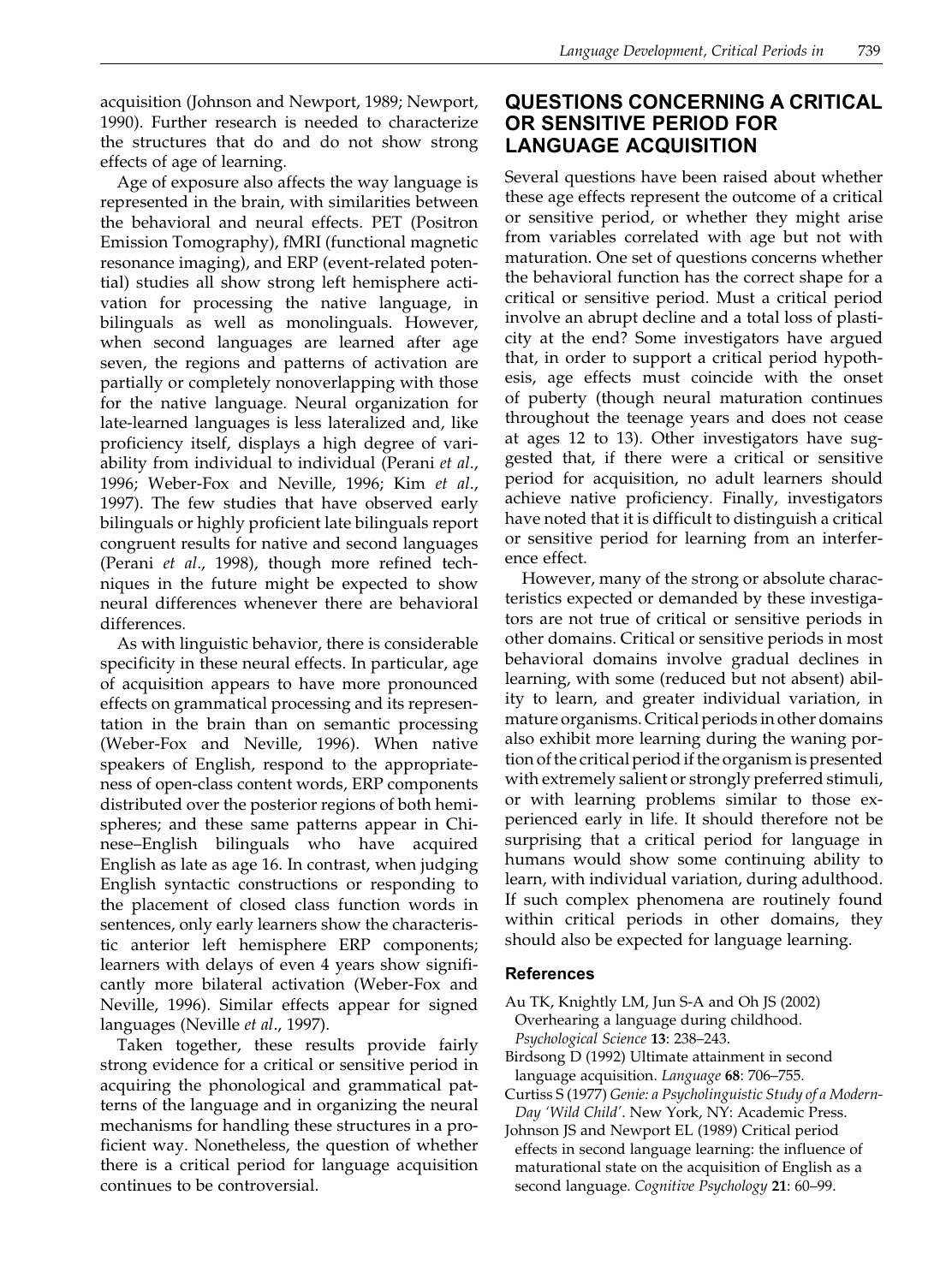acquisition (Johnson and Newport, 1989; Newport, 1990). Further research is needed to characterize the structures that do and do not show strong effects of age of learning.

Age of exposure also affects the way language is represented in the brain, with similarities between the behavioral and neural effects. PET (Positron Emission Tomography), fMRI (functional magnetic resonance imaging), and ERP (event-related potential) studies all show strong left hemisphere activation for processing the native language, in bilinguals as well as monolinguals. However, when second languages are learned after age seven, the regions and patterns of activation are partially or completely nonoverlapping with those for the native language. Neural organization for late-learned languages is less lateralized and, like proficiency itself, displays a high degree of variability from individual to individual (Perani *et al*., 1996; Weber-Fox and Neville, 1996; Kim *et al*., 1997). The few studies that have observed early bilinguals or highly proficient late bilinguals report congruent results for native and second languages (Perani *et al*., 1998), though more refined techniques in the future might be expected to show neural differences whenever there are behavioral differences.

As with linguistic behavior, there is considerable specificity in these neural effects. In particular, age of acquisition appears to have more pronounced effects on grammatical processing and its representation in the brain than on semantic processing (Weber-Fox and Neville, 1996). When native speakers of English, respond to the appropriateness of open-class content words, ERP components distributed over the posterior regions of both hemispheres; and these same patterns appear in Chinese–English bilinguals who have acquired English as late as age 16. In contrast, when judging English syntactic constructions or responding to the placement of closed class function words in sentences, only early learners show the characteristic anterior left hemisphere ERP components; learners with delays of even 4 years show significantly more bilateral activation (Weber-Fox and Neville, 1996). Similar effects appear for signed languages (Neville *et al*., 1997).

Taken together, these results provide fairly strong evidence for a critical or sensitive period in acquiring the phonological and grammatical patterns of the language and in organizing the neural mechanisms for handling these structures in a proficient way. Nonetheless, the question of whether there is a critical period for language acquisition continues to be controversial.

## QUESTIONS CONCERNING A CRITICAL OR SENSITIVE PERIOD FOR LANGUAGE ACQUISITION

Several questions have been raised about whether these age effects represent the outcome of a critical or sensitive period, or whether they might arise from variables correlated with age but not with maturation. One set of questions concerns whether the behavioral function has the correct shape for a critical or sensitive period. Must a critical period involve an abrupt decline and a total loss of plasticity at the end? Some investigators have argued that, in order to support a critical period hypothesis, age effects must coincide with the onset of puberty (though neural maturation continues throughout the teenage years and does not cease at ages 12 to 13). Other investigators have suggested that, if there were a critical or sensitive period for acquisition, no adult learners should achieve native proficiency. Finally, investigators have noted that it is difficult to distinguish a critical or sensitive period for learning from an interference effect.

However, many of the strong or absolute characteristics expected or demanded by these investigators are not true of critical or sensitive periods in other domains. Critical or sensitive periods in most behavioral domains involve gradual declines in learning, with some (reduced but not absent) ability to learn, and greater individual variation, in mature organisms. Critical periods in other domains also exhibit more learning during the waning portion of the critical period if the organism is presented with extremely salient or strongly preferred stimuli, or with learning problems similar to those experienced early in life. It should therefore not be surprising that a critical period for language in humans would show some continuing ability to learn, with individual variation, during adulthood. If such complex phenomena are routinely found within critical periods in other domains, they should also be expected for language learning.

### References

Au TK, Knightly LM, Jun S-A and Oh JS (2002) Overhearing a language during childhood. *Psychological Science* **13**: 238–243.

Birdsong D (1992) Ultimate attainment in second language acquisition. *Language* **68**: 706–755.

Curtiss S (1977) *Genie: a Psycholinguistic Study of a Modern-Day 'Wild Child'*. New York, NY: Academic Press.

Johnson JS and Newport EL (1989) Critical period effects in second language learning: the influence of maturational state on the acquisition of English as a second language. *Cognitive Psychology* **21**: 60–99.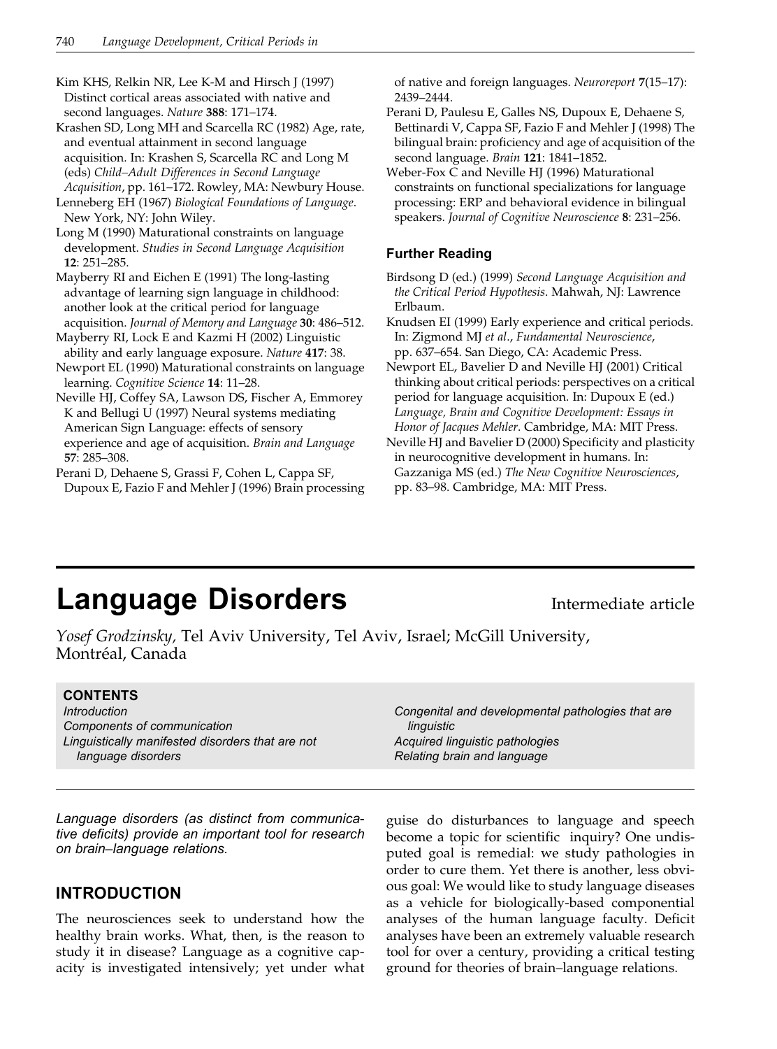Kim KHS, Relkin NR, Lee K-M and Hirsch J (1997) Distinct cortical areas associated with native and second languages. *Nature* **388**: 171–174.

Krashen SD, Long MH and Scarcella RC (1982) Age, rate, and eventual attainment in second language acquisition. In: Krashen S, Scarcella RC and Long M (eds) *Child–Adult Differences in Second Language Acquisition*, pp. 161–172. Rowley, MA: Newbury House.

Lenneberg EH (1967) *Biological Foundations of Language*. New York, NY: John Wiley.

Long M (1990) Maturational constraints on language development. *Studies in Second Language Acquisition* **12**: 251–285.

Mayberry RI and Eichen E (1991) The long-lasting advantage of learning sign language in childhood: another look at the critical period for language acquisition. *Journal of Memory and Language* **30**: 486–512.

Mayberry RI, Lock E and Kazmi H (2002) Linguistic ability and early language exposure. *Nature* **417**: 38.

Newport EL (1990) Maturational constraints on language learning. *Cognitive Science* **14**: 11–28.

Neville HJ, Coffey SA, Lawson DS, Fischer A, Emmorey K and Bellugi U (1997) Neural systems mediating American Sign Language: effects of sensory experience and age of acquisition. *Brain and Language* **57**: 285–308.

Perani D, Dehaene S, Grassi F, Cohen L, Cappa SF, Dupoux E, Fazio F and Mehler J (1996) Brain processing of native and foreign languages. *Neuroreport* **7**(15–17): 2439–2444.

Perani D, Paulesu E, Galles NS, Dupoux E, Dehaene S, Bettinardi V, Cappa SF, Fazio F and Mehler J (1998) The bilingual brain: proficiency and age of acquisition of the second language. *Brain* **121**: 1841–1852.

Weber-Fox C and Neville HJ (1996) Maturational constraints on functional specializations for language processing: ERP and behavioral evidence in bilingual speakers. *Journal of Cognitive Neuroscience* **8**: 231–256.

### Further Reading

Birdsong D (ed.) (1999) *Second Language Acquisition and the Critical Period Hypothesis*. Mahwah, NJ: Lawrence Erlbaum.

Knudsen EI (1999) Early experience and critical periods. In: Zigmond MJ *et al*., *Fundamental Neuroscience*, pp. 637–654. San Diego, CA: Academic Press.

Newport EL, Bavelier D and Neville HJ (2001) Critical thinking about critical periods: perspectives on a critical period for language acquisition. In: Dupoux E (ed.) *Language, Brain and Cognitive Development: Essays in Honor of Jacques Mehler*. Cambridge, MA: MIT Press.

Neville HJ and Bavelier D (2000) Specificity and plasticity in neurocognitive development in humans. In: Gazzaniga MS (ed.) *The New Cognitive Neurosciences*, pp. 83–98. Cambridge, MA: MIT Press.

# Language Disorders

Intermediate article

*Yosef Grodzinsky,* Tel Aviv University, Tel Aviv, Israel; McGill University, Montréal, Canada

**CONTENTS**

- *Introduction*
- *Components of communication*
- *Linguistically manifested disorders that are not language disorders*
- *Congenital and developmental pathologies that are linguistic*
- *Acquired linguistic pathologies*
- *Relating brain and language*

*Language disorders (as distinct from communicative deficits) provide an important tool for research on brain–language relations.*

## INTRODUCTION

The neurosciences seek to understand how the healthy brain works. What, then, is the reason to study it in disease? Language as a cognitive capacity is investigated intensively; yet under what guise do disturbances to language and speech become a topic for scientific inquiry? One undisputed goal is remedial: we study pathologies in order to cure them. Yet there is another, less obvious goal: We would like to study language diseases as a vehicle for biologically-based componential analyses of the human language faculty. Deficit analyses have been an extremely valuable research tool for over a century, providing a critical testing ground for theories of brain–language relations.